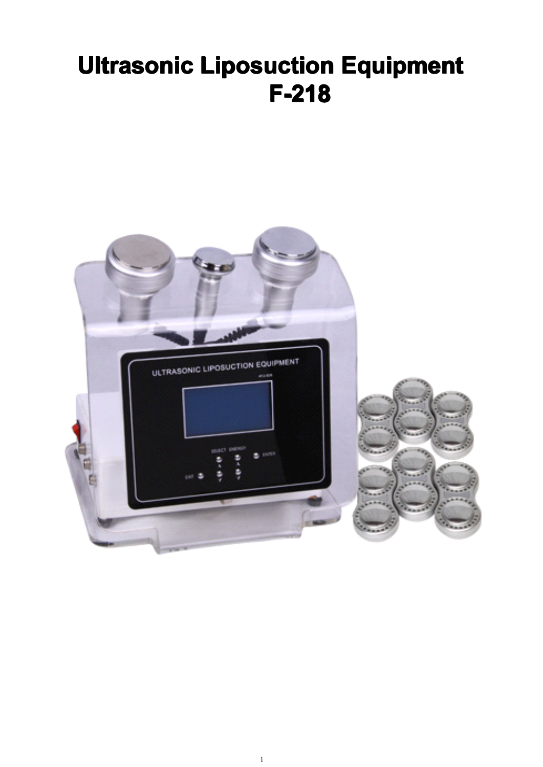# Ultrasonic Liposuction Equipment
# F-218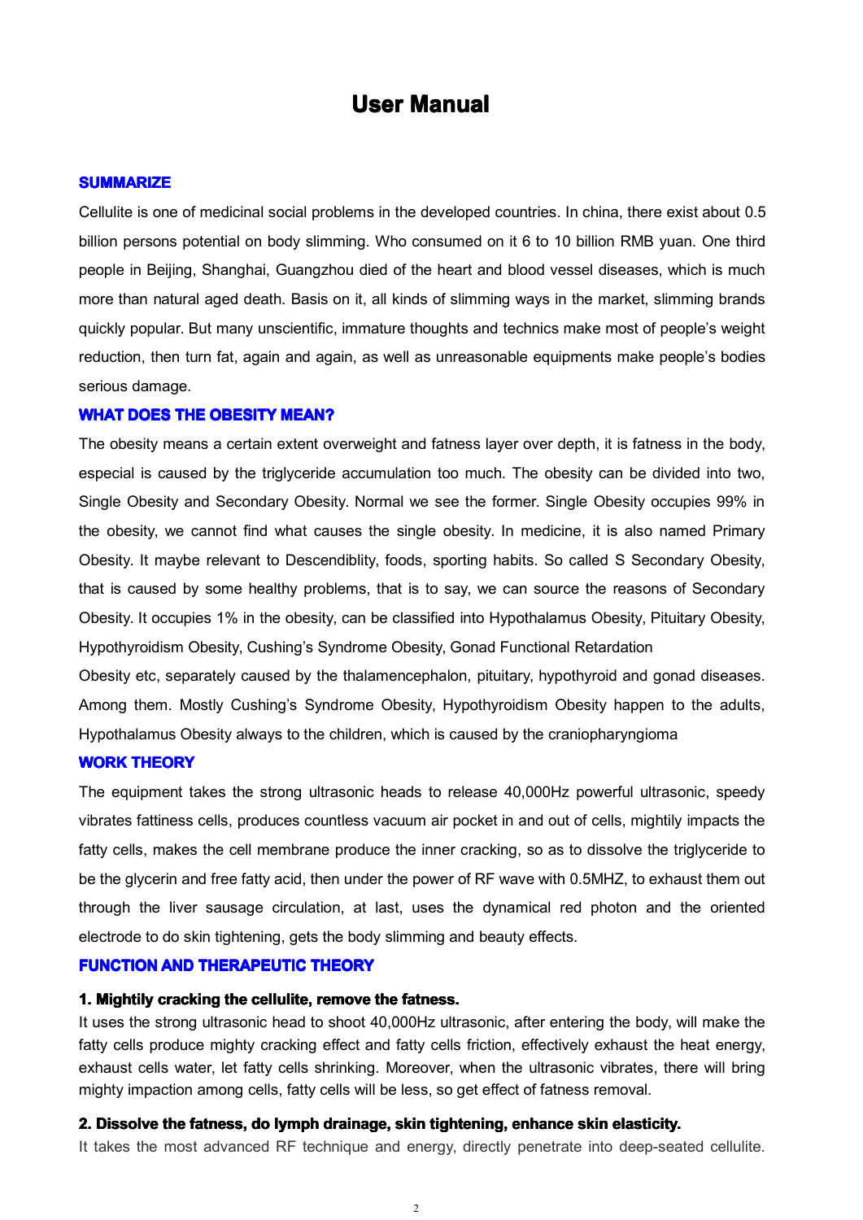# User Manual

## SUMMARIZE

Cellulite is one of medicinal social problems in the developed countries. In china, there exist about 0.5 billion persons potential on body slimming. Who consumed on it 6 to 10 billion RMB yuan. One third people in Beijing, Shanghai, Guangzhou died of the heart and blood vessel diseases, which is much more than natural aged death. Basis on it, all kinds of slimming ways in the market, slimming brands quickly popular. But many unscientific, immature thoughts and technics make most of people's weight reduction, then turn fat, again and again, as well as unreasonable equipments make people's bodies serious damage.

## WHAT DOES THE OBESITY MEAN?

The obesity means a certain extent overweight and fatness layer over depth, it is fatness in the body, especial is caused by the triglyceride accumulation too much. The obesity can be divided into two, Single Obesity and Secondary Obesity. Normal we see the former. Single Obesity occupies 99% in the obesity, we cannot find what causes the single obesity. In medicine, it is also named Primary Obesity. It maybe relevant to Descendiblity, foods, sporting habits. So called S Secondary Obesity, that is caused by some healthy problems, that is to say, we can source the reasons of Secondary Obesity. It occupies 1% in the obesity, can be classified into Hypothalamus Obesity, Pituitary Obesity, Hypothyroidism Obesity, Cushing's Syndrome Obesity, Gonad Functional Retardation

Obesity etc, separately caused by the thalamencephalon, pituitary, hypothyroid and gonad diseases. Among them. Mostly Cushing's Syndrome Obesity, Hypothyroidism Obesity happen to the adults, Hypothalamus Obesity always to the children, which is caused by the craniopharyngioma

## WORK THEORY

The equipment takes the strong ultrasonic heads to release 40,000Hz powerful ultrasonic, speedy vibrates fattiness cells, produces countless vacuum air pocket in and out of cells, mightily impacts the fatty cells, makes the cell membrane produce the inner cracking, so as to dissolve the triglyceride to be the glycerin and free fatty acid, then under the power of RF wave with 0.5MHZ, to exhaust them out through the liver sausage circulation, at last, uses the dynamical red photon and the oriented electrode to do skin tightening, gets the body slimming and beauty effects.

## FUNCTION AND THERAPEUTIC THEORY

### 1. Mightily cracking the cellulite, remove the fatness.

It uses the strong ultrasonic head to shoot 40,000Hz ultrasonic, after entering the body, will make the fatty cells produce mighty cracking effect and fatty cells friction, effectively exhaust the heat energy, exhaust cells water, let fatty cells shrinking. Moreover, when the ultrasonic vibrates, there will bring mighty impaction among cells, fatty cells will be less, so get effect of fatness removal.

### 2. Dissolve the fatness, do lymph drainage, skin tightening, enhance skin elasticity.

It takes the most advanced RF technique and energy, directly penetrate into deep-seated cellulite.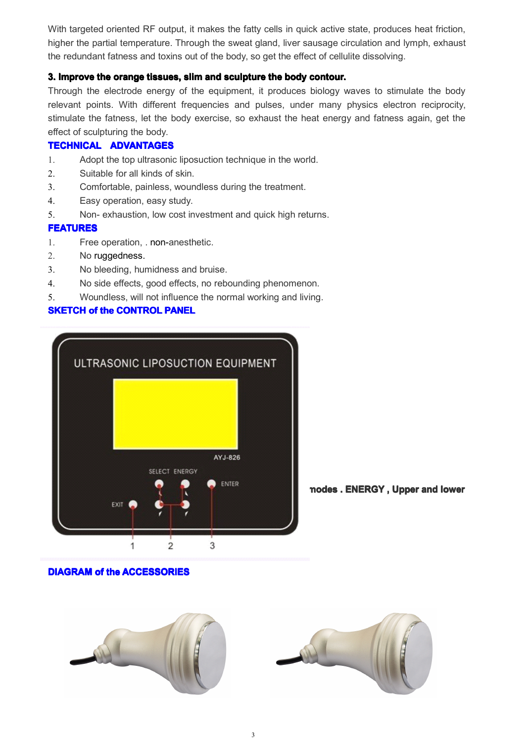With targeted oriented RF output, it makes the fatty cells in quick active state, produces heat friction, higher the partial temperature. Through the sweat gland, liver sausage circulation and lymph, exhaust the redundant fatness and toxins out of the body, so get the effect of cellulite dissolving.

**3. Improve the orange tissues, slim and sculpture the body contour.**

Through the electrode energy of the equipment, it produces biology waves to stimulate the body relevant points. With different frequencies and pulses, under many physics electron reciprocity, stimulate the fatness, let the body exercise, so exhaust the heat energy and fatness again, get the effect of sculpturing the body.

## TECHNICAL ADVANTAGES

1. Adopt the top ultrasonic liposuction technique in the world.
2. Suitable for all kinds of skin.
3. Comfortable, painless, woundless during the treatment.
4. Easy operation, easy study.
5. Non- exhaustion, low cost investment and quick high returns.

## FEATURES

1. Free operation, . non-anesthetic.
2. No ruggedness.
3. No bleeding, humidness and bruise.
4. No side effects, good effects, no rebounding phenomenon.
5. Woundless, will not influence the normal working and living.

## SKETCH of the CONTROL PANEL

ULTRASONIC LIPOSUCTION EQUIPMENT

AYJ-826

SELECT ENERGY

ENTER

EXIT

1 2 3

**nodes . ENERGY , Upper and lower**

## DIAGRAM of the ACCESSORIES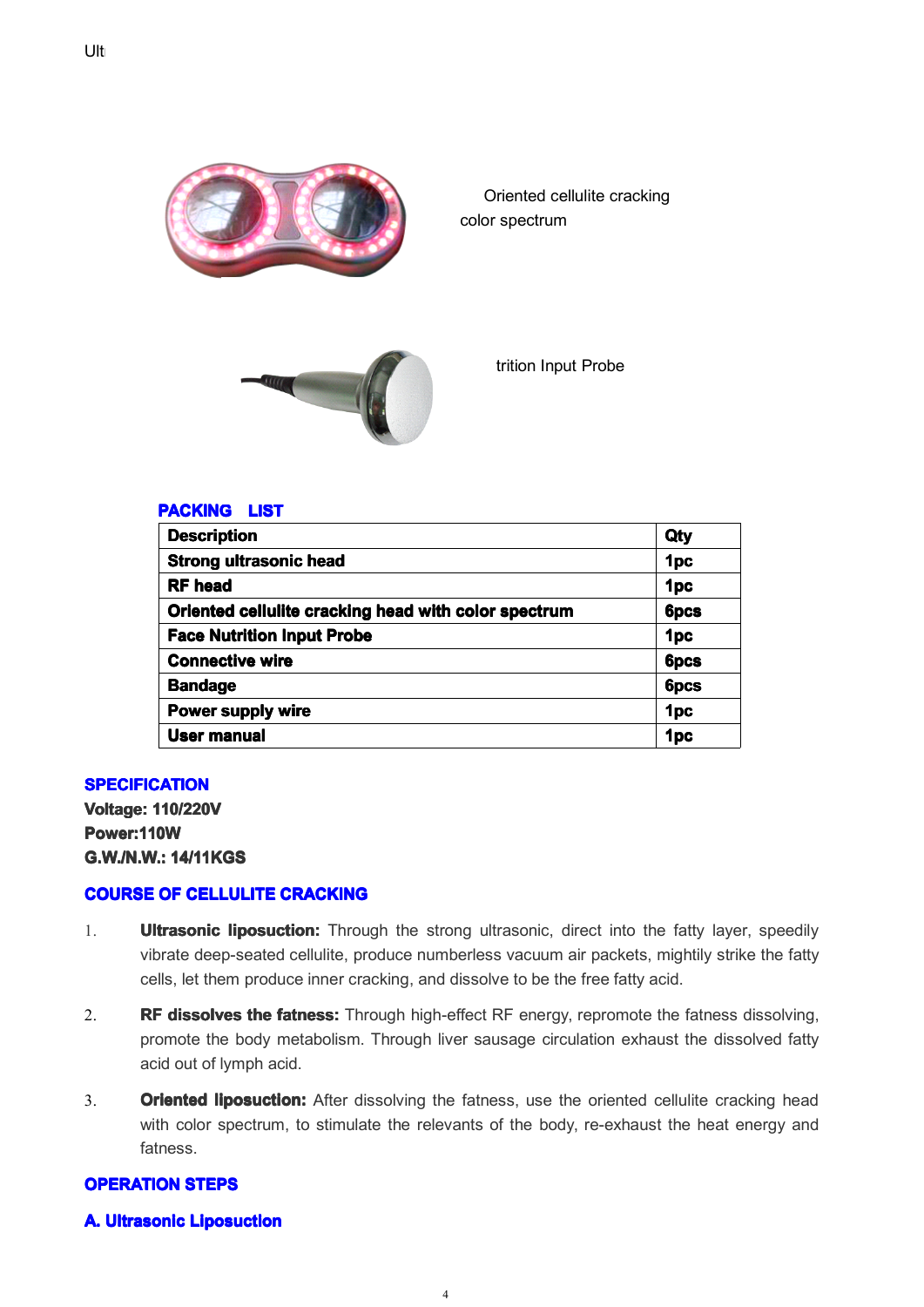Ult

Oriented cellulite cracking color spectrum

trition Input Probe

**PACKING LIST**

| Description | Qty |
|---|---|
| Strong ultrasonic head | 1pc |
| RF head | 1pc |
| Oriented cellulite cracking head with color spectrum | 6pcs |
| Face Nutrition Input Probe | 1pc |
| Connective wire | 6pcs |
| Bandage | 6pcs |
| Power supply wire | 1pc |
| User manual | 1pc |

**SPECIFICATION**

**Voltage: 110/220V**

**Power:110W**

**G.W./N.W.: 14/11KGS**

**COURSE OF CELLULITE CRACKING**

1. **Ultrasonic liposuction:** Through the strong ultrasonic, direct into the fatty layer, speedily vibrate deep-seated cellulite, produce numberless vacuum air packets, mightily strike the fatty cells, let them produce inner cracking, and dissolve to be the free fatty acid.

2. **RF dissolves the fatness:** Through high-effect RF energy, repromote the fatness dissolving, promote the body metabolism. Through liver sausage circulation exhaust the dissolved fatty acid out of lymph acid.

3. **Oriented liposuction:** After dissolving the fatness, use the oriented cellulite cracking head with color spectrum, to stimulate the relevants of the body, re-exhaust the heat energy and fatness.

**OPERATION STEPS**

**A. Ultrasonic Liposuction**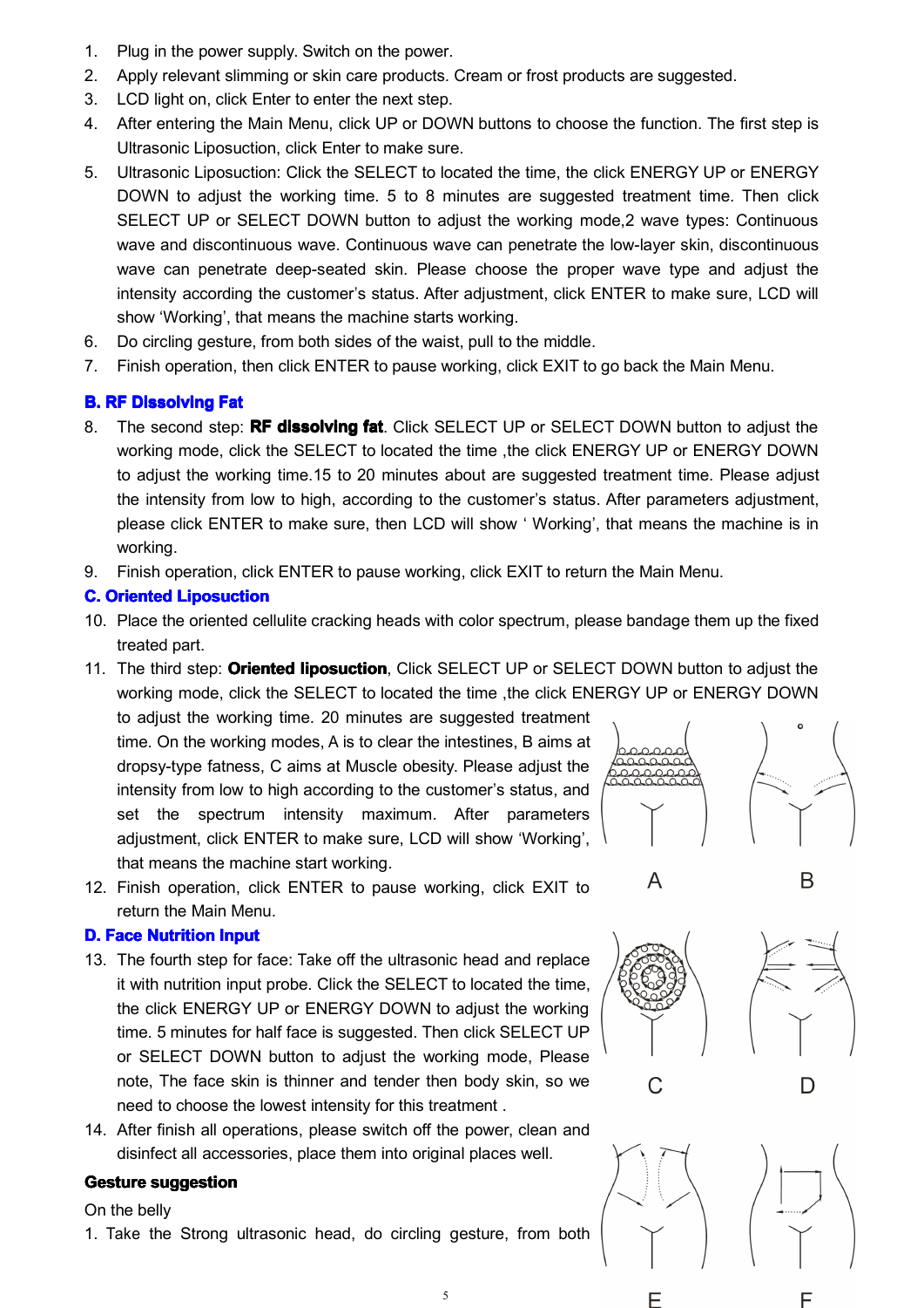1. Plug in the power supply. Switch on the power.
2. Apply relevant slimming or skin care products. Cream or frost products are suggested.
3. LCD light on, click Enter to enter the next step.
4. After entering the Main Menu, click UP or DOWN buttons to choose the function. The first step is Ultrasonic Liposuction, click Enter to make sure.
5. Ultrasonic Liposuction: Click the SELECT to located the time, the click ENERGY UP or ENERGY DOWN to adjust the working time. 5 to 8 minutes are suggested treatment time. Then click SELECT UP or SELECT DOWN button to adjust the working mode,2 wave types: Continuous wave and discontinuous wave. Continuous wave can penetrate the low-layer skin, discontinuous wave can penetrate deep-seated skin. Please choose the proper wave type and adjust the intensity according the customer's status. After adjustment, click ENTER to make sure, LCD will show 'Working', that means the machine starts working.
6. Do circling gesture, from both sides of the waist, pull to the middle.
7. Finish operation, then click ENTER to pause working, click EXIT to go back the Main Menu.

### B. RF Dissolving Fat

8. The second step: **RF dissolving fat**. Click SELECT UP or SELECT DOWN button to adjust the working mode, click the SELECT to located the time ,the click ENERGY UP or ENERGY DOWN to adjust the working time.15 to 20 minutes about are suggested treatment time. Please adjust the intensity from low to high, according to the customer's status. After parameters adjustment, please click ENTER to make sure, then LCD will show ' Working', that means the machine is in working.
9. Finish operation, click ENTER to pause working, click EXIT to return the Main Menu.

### C. Oriented Liposuction

10. Place the oriented cellulite cracking heads with color spectrum, please bandage them up the fixed treated part.
11. The third step: **Oriented liposuction**, Click SELECT UP or SELECT DOWN button to adjust the working mode, click the SELECT to located the time ,the click ENERGY UP or ENERGY DOWN to adjust the working time. 20 minutes are suggested treatment time. On the working modes, A is to clear the intestines, B aims at dropsy-type fatness, C aims at Muscle obesity. Please adjust the intensity from low to high according to the customer's status, and set the spectrum intensity maximum. After parameters adjustment, click ENTER to make sure, LCD will show 'Working', that means the machine start working.
12. Finish operation, click ENTER to pause working, click EXIT to return the Main Menu.

A B C D E F

### D. Face Nutrition Input

13. The fourth step for face: Take off the ultrasonic head and replace it with nutrition input probe. Click the SELECT to located the time, the click ENERGY UP or ENERGY DOWN to adjust the working time. 5 minutes for half face is suggested. Then click SELECT UP or SELECT DOWN button to adjust the working mode, Please note, The face skin is thinner and tender then body skin, so we need to choose the lowest intensity for this treatment .
14. After finish all operations, please switch off the power, clean and disinfect all accessories, place them into original places well.

**Gesture suggestion**

On the belly

1. Take the Strong ultrasonic head, do circling gesture, from both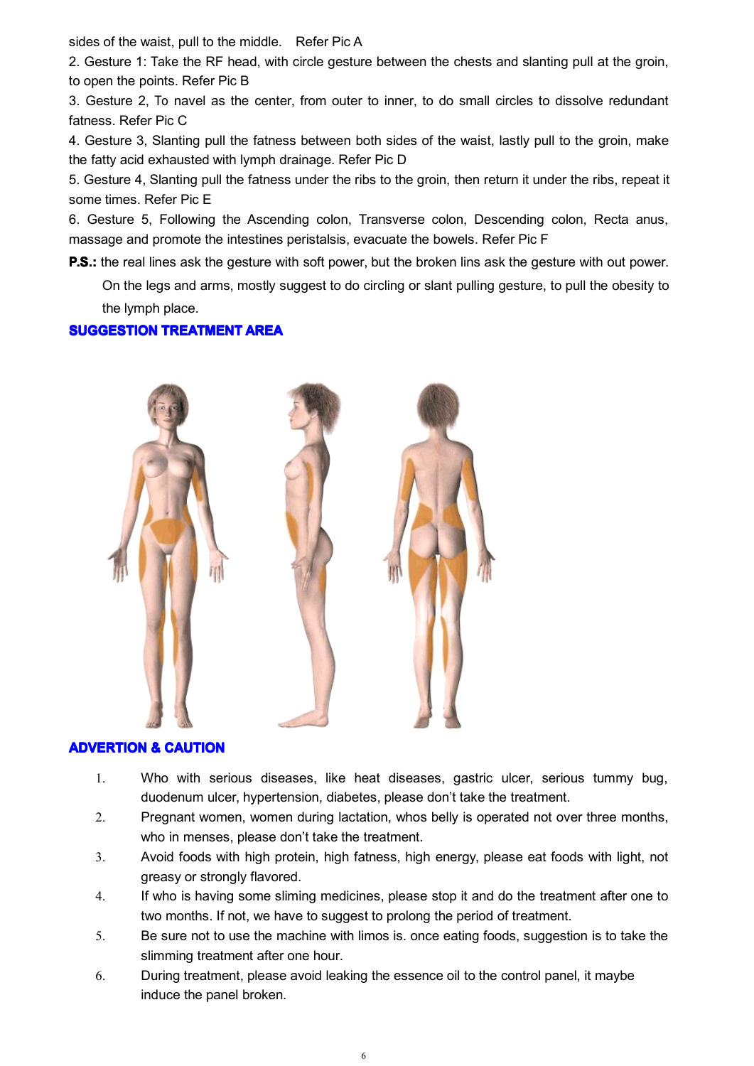sides of the waist, pull to the middle.  Refer Pic A

2. Gesture 1: Take the RF head, with circle gesture between the chests and slanting pull at the groin, to open the points. Refer Pic B

3. Gesture 2, To navel as the center, from outer to inner, to do small circles to dissolve redundant fatness. Refer Pic C

4. Gesture 3, Slanting pull the fatness between both sides of the waist, lastly pull to the groin, make the fatty acid exhausted with lymph drainage. Refer Pic D

5. Gesture 4, Slanting pull the fatness under the ribs to the groin, then return it under the ribs, repeat it some times. Refer Pic E

6. Gesture 5, Following the Ascending colon, Transverse colon, Descending colon, Recta anus, massage and promote the intestines peristalsis, evacuate the bowels. Refer Pic F

**P.S.:** the real lines ask the gesture with soft power, but the broken lins ask the gesture with out power.

On the legs and arms, mostly suggest to do circling or slant pulling gesture, to pull the obesity to the lymph place.

## SUGGESTION TREATMENT AREA

## ADVERTION & CAUTION

1. Who with serious diseases, like heat diseases, gastric ulcer, serious tummy bug, duodenum ulcer, hypertension, diabetes, please don't take the treatment.
2. Pregnant women, women during lactation, whos belly is operated not over three months, who in menses, please don't take the treatment.
3. Avoid foods with high protein, high fatness, high energy, please eat foods with light, not greasy or strongly flavored.
4. If who is having some sliming medicines, please stop it and do the treatment after one to two months. If not, we have to suggest to prolong the period of treatment.
5. Be sure not to use the machine with limos is. once eating foods, suggestion is to take the slimming treatment after one hour.
6. During treatment, please avoid leaking the essence oil to the control panel, it maybe induce the panel broken.